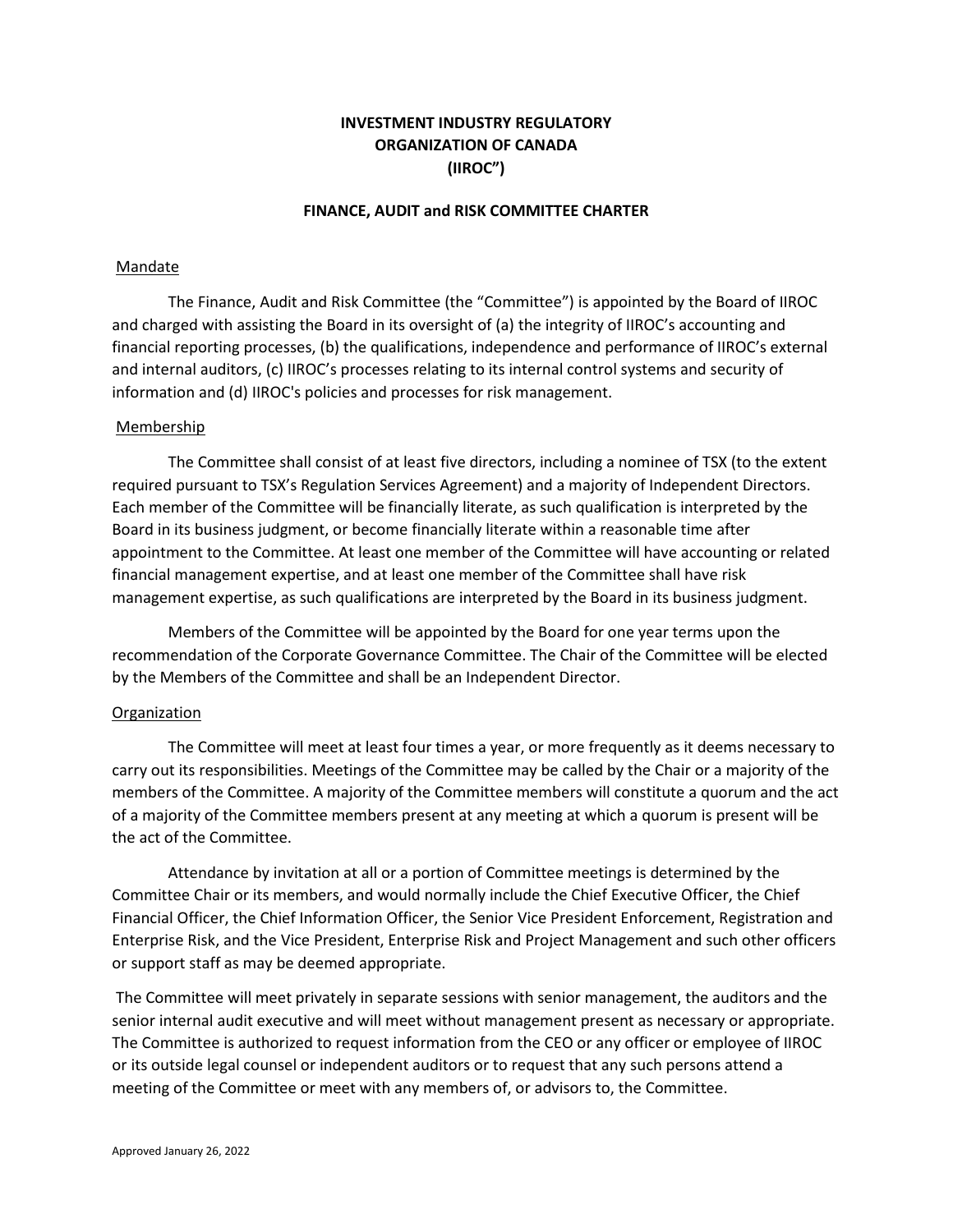# INVESTMENT INDUSTRY REGULATORY ORGANIZATION OF CANADA (IIROC")

## FINANCE, AUDIT and RISK COMMITTEE CHARTER

### Mandate

The Finance, Audit and Risk Committee (the "Committee") is appointed by the Board of IIROC and charged with assisting the Board in its oversight of (a) the integrity of IIROC's accounting and financial reporting processes, (b) the qualifications, independence and performance of IIROC's external and internal auditors, (c) IIROC's processes relating to its internal control systems and security of information and (d) IIROC's policies and processes for risk management.

### Membership

The Committee shall consist of at least five directors, including a nominee of TSX (to the extent required pursuant to TSX's Regulation Services Agreement) and a majority of Independent Directors. Each member of the Committee will be financially literate, as such qualification is interpreted by the Board in its business judgment, or become financially literate within a reasonable time after appointment to the Committee. At least one member of the Committee will have accounting or related financial management expertise, and at least one member of the Committee shall have risk management expertise, as such qualifications are interpreted by the Board in its business judgment.

Members of the Committee will be appointed by the Board for one year terms upon the recommendation of the Corporate Governance Committee. The Chair of the Committee will be elected by the Members of the Committee and shall be an Independent Director.

### Organization

The Committee will meet at least four times a year, or more frequently as it deems necessary to carry out its responsibilities. Meetings of the Committee may be called by the Chair or a majority of the members of the Committee. A majority of the Committee members will constitute a quorum and the act of a majority of the Committee members present at any meeting at which a quorum is present will be the act of the Committee.

Attendance by invitation at all or a portion of Committee meetings is determined by the Committee Chair or its members, and would normally include the Chief Executive Officer, the Chief Financial Officer, the Chief Information Officer, the Senior Vice President Enforcement, Registration and Enterprise Risk, and the Vice President, Enterprise Risk and Project Management and such other officers or support staff as may be deemed appropriate.

The Committee will meet privately in separate sessions with senior management, the auditors and the senior internal audit executive and will meet without management present as necessary or appropriate. The Committee is authorized to request information from the CEO or any officer or employee of IIROC or its outside legal counsel or independent auditors or to request that any such persons attend a meeting of the Committee or meet with any members of, or advisors to, the Committee.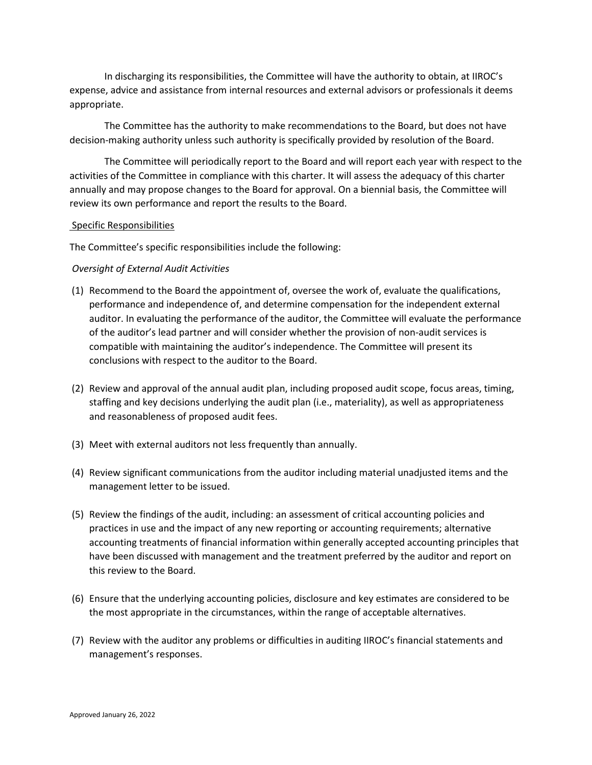In discharging its responsibilities, the Committee will have the authority to obtain, at IIROC's expense, advice and assistance from internal resources and external advisors or professionals it deems appropriate.

The Committee has the authority to make recommendations to the Board, but does not have decision-making authority unless such authority is specifically provided by resolution of the Board.

The Committee will periodically report to the Board and will report each year with respect to the activities of the Committee in compliance with this charter. It will assess the adequacy of this charter annually and may propose changes to the Board for approval. On a biennial basis, the Committee will review its own performance and report the results to the Board.

## Specific Responsibilities

The Committee's specific responsibilities include the following:

*Oversight of External Audit Activities*

(1) Recommend to the Board the appointment of, oversee the work of, evaluate the qualifications, performance and independence of, and determine compensation for the independent external auditor. In evaluating the performance of the auditor, the Committee will evaluate the performance of the auditor's lead partner and will consider whether the provision of non-audit services is compatible with maintaining the auditor's independence. The Committee will present its conclusions with respect to the auditor to the Board.

(2) Review and approval of the annual audit plan, including proposed audit scope, focus areas, timing, staffing and key decisions underlying the audit plan (i.e., materiality), as well as appropriateness and reasonableness of proposed audit fees.

(3) Meet with external auditors not less frequently than annually.

(4) Review significant communications from the auditor including material unadjusted items and the management letter to be issued.

(5) Review the findings of the audit, including: an assessment of critical accounting policies and practices in use and the impact of any new reporting or accounting requirements; alternative accounting treatments of financial information within generally accepted accounting principles that have been discussed with management and the treatment preferred by the auditor and report on this review to the Board.

(6) Ensure that the underlying accounting policies, disclosure and key estimates are considered to be the most appropriate in the circumstances, within the range of acceptable alternatives.

(7) Review with the auditor any problems or difficulties in auditing IIROC's financial statements and management's responses.

Approved January 26, 2022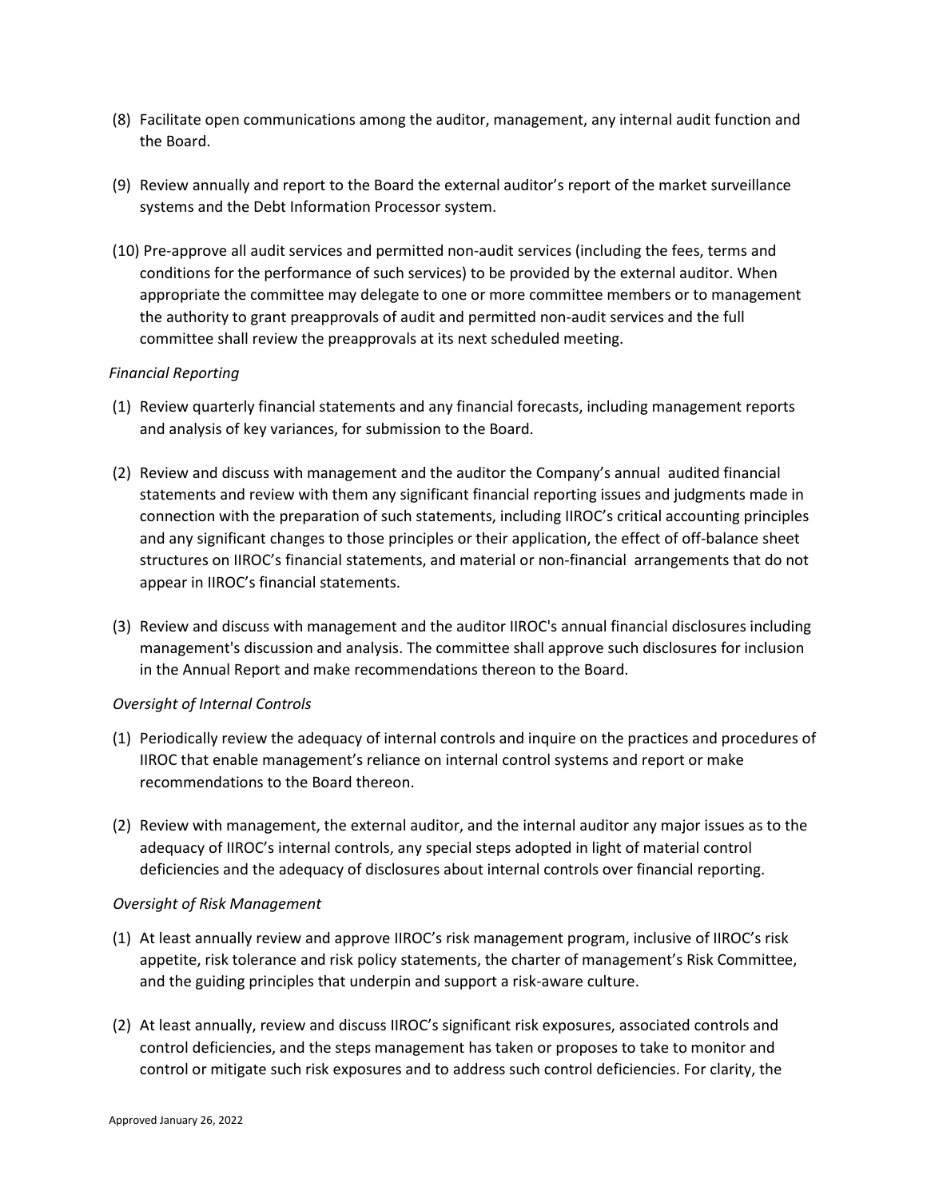(8) Facilitate open communications among the auditor, management, any internal audit function and the Board.

(9) Review annually and report to the Board the external auditor's report of the market surveillance systems and the Debt Information Processor system.

(10) Pre-approve all audit services and permitted non-audit services (including the fees, terms and conditions for the performance of such services) to be provided by the external auditor. When appropriate the committee may delegate to one or more committee members or to management the authority to grant preapprovals of audit and permitted non-audit services and the full committee shall review the preapprovals at its next scheduled meeting.

*Financial Reporting*

(1) Review quarterly financial statements and any financial forecasts, including management reports and analysis of key variances, for submission to the Board.

(2) Review and discuss with management and the auditor the Company's annual audited financial statements and review with them any significant financial reporting issues and judgments made in connection with the preparation of such statements, including IIROC's critical accounting principles and any significant changes to those principles or their application, the effect of off-balance sheet structures on IIROC's financial statements, and material or non-financial arrangements that do not appear in IIROC's financial statements.

(3) Review and discuss with management and the auditor IIROC's annual financial disclosures including management's discussion and analysis. The committee shall approve such disclosures for inclusion in the Annual Report and make recommendations thereon to the Board.

*Oversight of Internal Controls*

(1) Periodically review the adequacy of internal controls and inquire on the practices and procedures of IIROC that enable management's reliance on internal control systems and report or make recommendations to the Board thereon.

(2) Review with management, the external auditor, and the internal auditor any major issues as to the adequacy of IIROC's internal controls, any special steps adopted in light of material control deficiencies and the adequacy of disclosures about internal controls over financial reporting.

*Oversight of Risk Management*

(1) At least annually review and approve IIROC's risk management program, inclusive of IIROC's risk appetite, risk tolerance and risk policy statements, the charter of management's Risk Committee, and the guiding principles that underpin and support a risk-aware culture.

(2) At least annually, review and discuss IIROC's significant risk exposures, associated controls and control deficiencies, and the steps management has taken or proposes to take to monitor and control or mitigate such risk exposures and to address such control deficiencies. For clarity, the

Approved January 26, 2022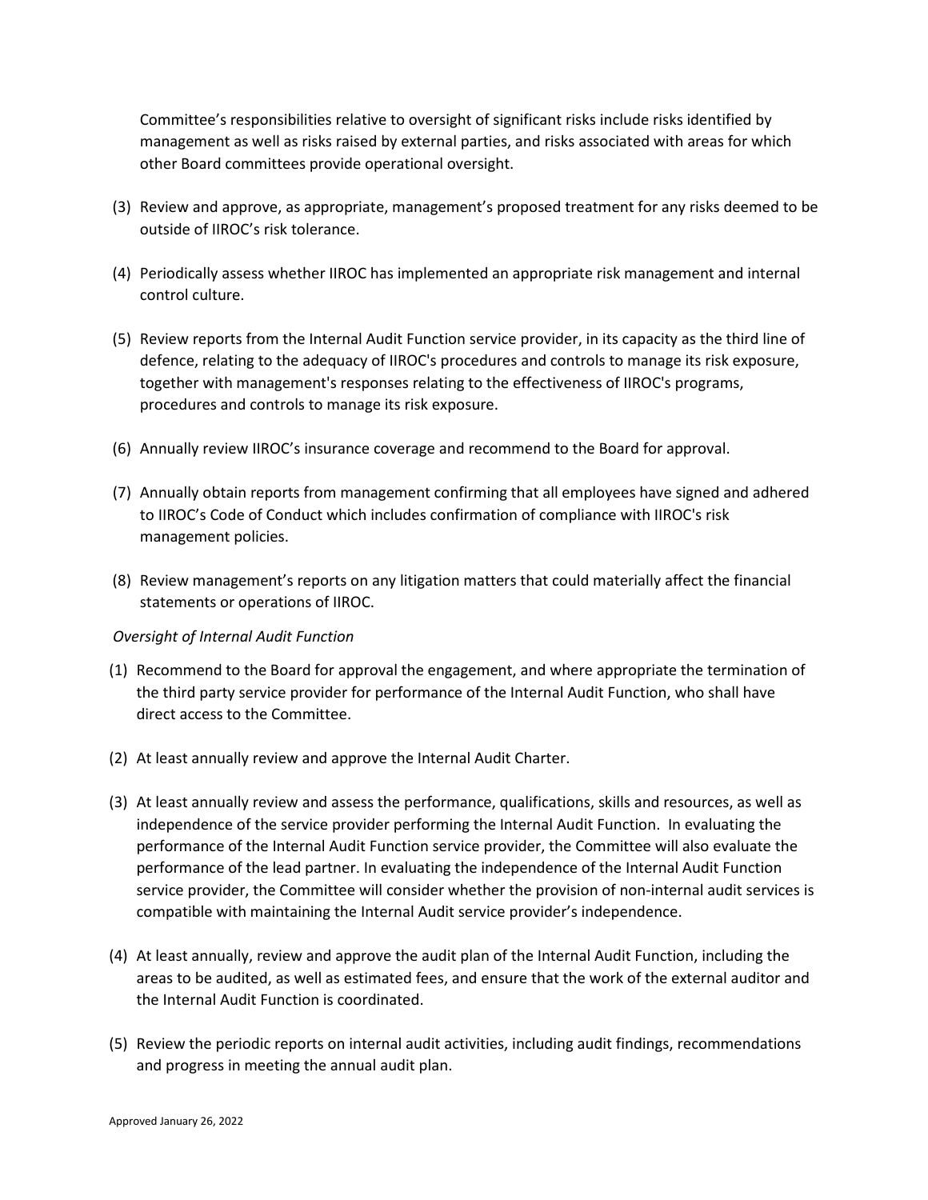Committee's responsibilities relative to oversight of significant risks include risks identified by management as well as risks raised by external parties, and risks associated with areas for which other Board committees provide operational oversight.

(3) Review and approve, as appropriate, management's proposed treatment for any risks deemed to be outside of IIROC's risk tolerance.

(4) Periodically assess whether IIROC has implemented an appropriate risk management and internal control culture.

(5) Review reports from the Internal Audit Function service provider, in its capacity as the third line of defence, relating to the adequacy of IIROC's procedures and controls to manage its risk exposure, together with management's responses relating to the effectiveness of IIROC's programs, procedures and controls to manage its risk exposure.

(6) Annually review IIROC's insurance coverage and recommend to the Board for approval.

(7) Annually obtain reports from management confirming that all employees have signed and adhered to IIROC's Code of Conduct which includes confirmation of compliance with IIROC's risk management policies.

(8) Review management's reports on any litigation matters that could materially affect the financial statements or operations of IIROC.

*Oversight of Internal Audit Function*

(1) Recommend to the Board for approval the engagement, and where appropriate the termination of the third party service provider for performance of the Internal Audit Function, who shall have direct access to the Committee.

(2) At least annually review and approve the Internal Audit Charter.

(3) At least annually review and assess the performance, qualifications, skills and resources, as well as independence of the service provider performing the Internal Audit Function. In evaluating the performance of the Internal Audit Function service provider, the Committee will also evaluate the performance of the lead partner. In evaluating the independence of the Internal Audit Function service provider, the Committee will consider whether the provision of non-internal audit services is compatible with maintaining the Internal Audit service provider's independence.

(4) At least annually, review and approve the audit plan of the Internal Audit Function, including the areas to be audited, as well as estimated fees, and ensure that the work of the external auditor and the Internal Audit Function is coordinated.

(5) Review the periodic reports on internal audit activities, including audit findings, recommendations and progress in meeting the annual audit plan.

Approved January 26, 2022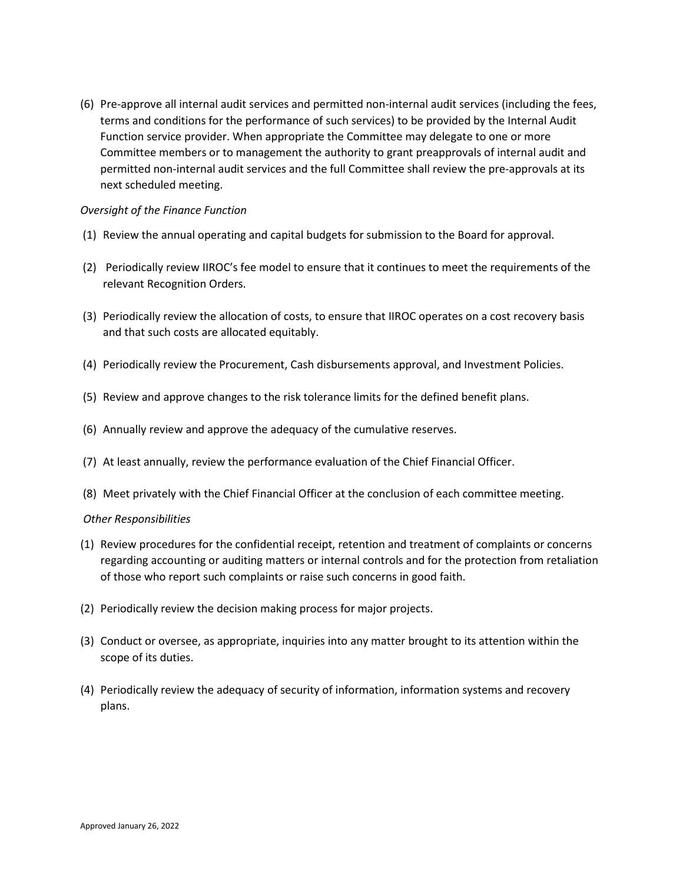(6) Pre-approve all internal audit services and permitted non-internal audit services (including the fees, terms and conditions for the performance of such services) to be provided by the Internal Audit Function service provider. When appropriate the Committee may delegate to one or more Committee members or to management the authority to grant preapprovals of internal audit and permitted non-internal audit services and the full Committee shall review the pre-approvals at its next scheduled meeting.

*Oversight of the Finance Function*

(1) Review the annual operating and capital budgets for submission to the Board for approval.

(2) Periodically review IIROC's fee model to ensure that it continues to meet the requirements of the relevant Recognition Orders.

(3) Periodically review the allocation of costs, to ensure that IIROC operates on a cost recovery basis and that such costs are allocated equitably.

(4) Periodically review the Procurement, Cash disbursements approval, and Investment Policies.

(5) Review and approve changes to the risk tolerance limits for the defined benefit plans.

(6) Annually review and approve the adequacy of the cumulative reserves.

(7) At least annually, review the performance evaluation of the Chief Financial Officer.

(8) Meet privately with the Chief Financial Officer at the conclusion of each committee meeting.

*Other Responsibilities*

(1) Review procedures for the confidential receipt, retention and treatment of complaints or concerns regarding accounting or auditing matters or internal controls and for the protection from retaliation of those who report such complaints or raise such concerns in good faith.

(2) Periodically review the decision making process for major projects.

(3) Conduct or oversee, as appropriate, inquiries into any matter brought to its attention within the scope of its duties.

(4) Periodically review the adequacy of security of information, information systems and recovery plans.

Approved January 26, 2022